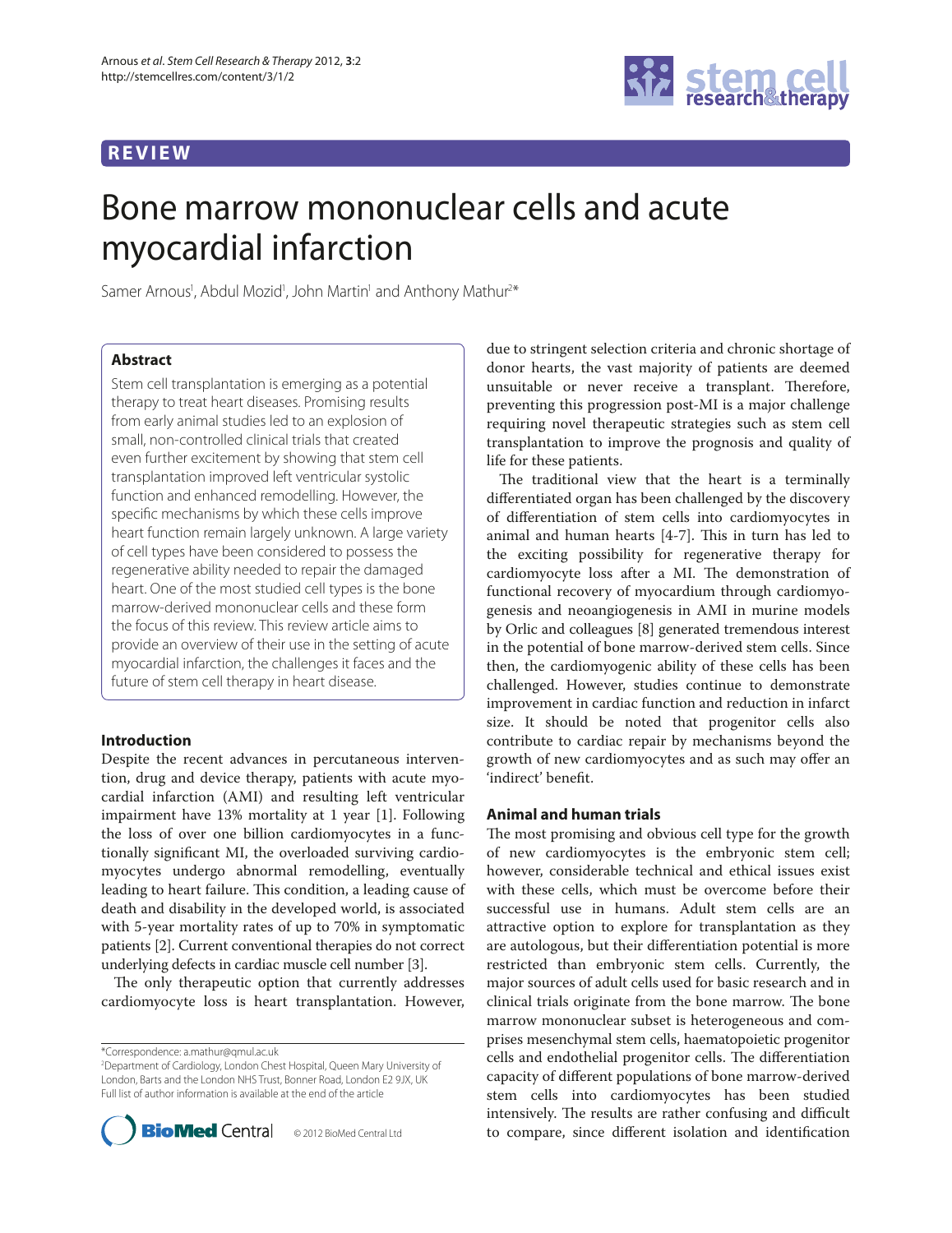REVIEW

# Bone marrow mononuclear cells and acute myocardial infarction

Samer Arnous[1], Abdul Mozid[1], John Martin[1] and Anthony Mathur[2]*

## Abstract

Stem cell transplantation is emerging as a potential therapy to treat heart diseases. Promising results from early animal studies led to an explosion of small, non-controlled clinical trials that created even further excitement by showing that stem cell transplantation improved left ventricular systolic function and enhanced remodelling. However, the specific mechanisms by which these cells improve heart function remain largely unknown. A large variety of cell types have been considered to possess the regenerative ability needed to repair the damaged heart. One of the most studied cell types is the bone marrow-derived mononuclear cells and these form the focus of this review. This review article aims to provide an overview of their use in the setting of acute myocardial infarction, the challenges it faces and the future of stem cell therapy in heart disease.

## Introduction

Despite the recent advances in percutaneous intervention, drug and device therapy, patients with acute myocardial infarction (AMI) and resulting left ventricular impairment have 13% mortality at 1 year [1]. Following the loss of over one billion cardiomyocytes in a functionally significant MI, the overloaded surviving cardiomyocytes undergo abnormal remodelling, eventually leading to heart failure. This condition, a leading cause of death and disability in the developed world, is associated with 5-year mortality rates of up to 70% in symptomatic patients [2]. Current conventional therapies do not correct underlying defects in cardiac muscle cell number [3].

The only therapeutic option that currently addresses cardiomyocyte loss is heart transplantation. However, due to stringent selection criteria and chronic shortage of donor hearts, the vast majority of patients are deemed unsuitable or never receive a transplant. Therefore, preventing this progression post-MI is a major challenge requiring novel therapeutic strategies such as stem cell transplantation to improve the prognosis and quality of life for these patients.

The traditional view that the heart is a terminally differentiated organ has been challenged by the discovery of differentiation of stem cells into cardiomyocytes in animal and human hearts [4-7]. This in turn has led to the exciting possibility for regenerative therapy for cardiomyocyte loss after a MI. The demonstration of functional recovery of myocardium through cardiomyogenesis and neoangiogenesis in AMI in murine models by Orlic and colleagues [8] generated tremendous interest in the potential of bone marrow-derived stem cells. Since then, the cardiomyogenic ability of these cells has been challenged. However, studies continue to demonstrate improvement in cardiac function and reduction in infarct size. It should be noted that progenitor cells also contribute to cardiac repair by mechanisms beyond the growth of new cardiomyocytes and as such may offer an 'indirect' benefit.

## Animal and human trials

The most promising and obvious cell type for the growth of new cardiomyocytes is the embryonic stem cell; however, considerable technical and ethical issues exist with these cells, which must be overcome before their successful use in humans. Adult stem cells are an attractive option to explore for transplantation as they are autologous, but their differentiation potential is more restricted than embryonic stem cells. Currently, the major sources of adult cells used for basic research and in clinical trials originate from the bone marrow. The bone marrow mononuclear subset is heterogeneous and comprises mesenchymal stem cells, haematopoietic progenitor cells and endothelial progenitor cells. The differentiation capacity of different populations of bone marrow-derived stem cells into cardiomyocytes has been studied intensively. The results are rather confusing and difficult to compare, since different isolation and identification

*Correspondence: a.mathur@qmul.ac.uk
[2]Department of Cardiology, London Chest Hospital, Queen Mary University of London, Barts and the London NHS Trust, Bonner Road, London E2 9JX, UK
Full list of author information is available at the end of the article

© 2012 BioMed Central Ltd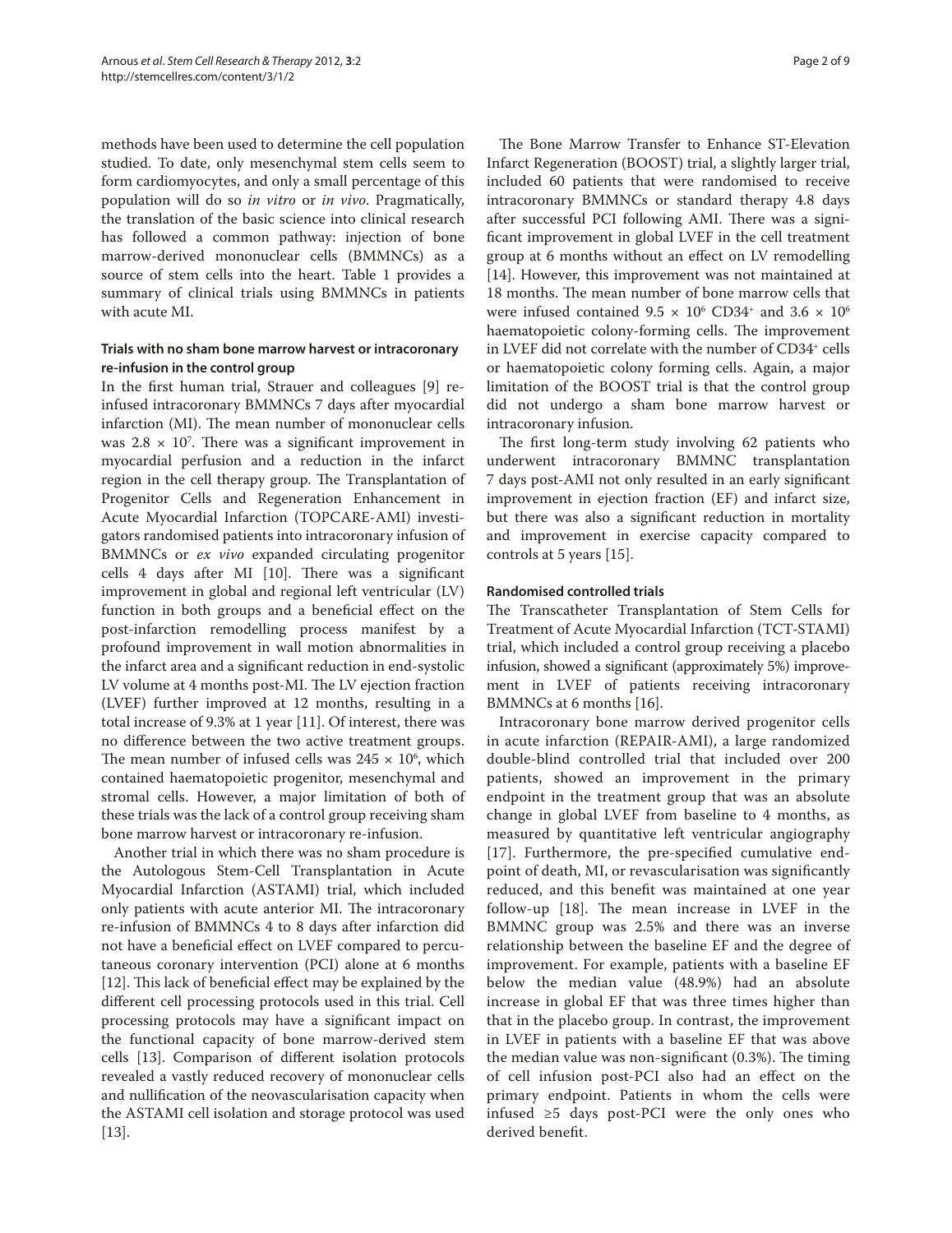methods have been used to determine the cell population studied. To date, only mesenchymal stem cells seem to form cardiomyocytes, and only a small percentage of this population will do so *in vitro* or *in vivo*. Pragmatically, the translation of the basic science into clinical research has followed a common pathway: injection of bone marrow-derived mononuclear cells (BMMNCs) as a source of stem cells into the heart. Table 1 provides a summary of clinical trials using BMMNCs in patients with acute MI.

### Trials with no sham bone marrow harvest or intracoronary re-infusion in the control group

In the first human trial, Strauer and colleagues [9] re-infused intracoronary BMMNCs 7 days after myocardial infarction (MI). The mean number of mononuclear cells was $2.8 \times 10^7$. There was a significant improvement in myocardial perfusion and a reduction in the infarct region in the cell therapy group. The Transplantation of Progenitor Cells and Regeneration Enhancement in Acute Myocardial Infarction (TOPCARE-AMI) investigators randomised patients into intracoronary infusion of BMMNCs or *ex vivo* expanded circulating progenitor cells 4 days after MI [10]. There was a significant improvement in global and regional left ventricular (LV) function in both groups and a beneficial effect on the post-infarction remodelling process manifest by a profound improvement in wall motion abnormalities in the infarct area and a significant reduction in end-systolic LV volume at 4 months post-MI. The LV ejection fraction (LVEF) further improved at 12 months, resulting in a total increase of 9.3% at 1 year [11]. Of interest, there was no difference between the two active treatment groups. The mean number of infused cells was $245 \times 10^6$, which contained haematopoietic progenitor, mesenchymal and stromal cells. However, a major limitation of both of these trials was the lack of a control group receiving sham bone marrow harvest or intracoronary re-infusion.

Another trial in which there was no sham procedure is the Autologous Stem-Cell Transplantation in Acute Myocardial Infarction (ASTAMI) trial, which included only patients with acute anterior MI. The intracoronary re-infusion of BMMNCs 4 to 8 days after infarction did not have a beneficial effect on LVEF compared to percutaneous coronary intervention (PCI) alone at 6 months [12]. This lack of beneficial effect may be explained by the different cell processing protocols used in this trial. Cell processing protocols may have a significant impact on the functional capacity of bone marrow-derived stem cells [13]. Comparison of different isolation protocols revealed a vastly reduced recovery of mononuclear cells and nullification of the neovascularisation capacity when the ASTAMI cell isolation and storage protocol was used [13].

The Bone Marrow Transfer to Enhance ST-Elevation Infarct Regeneration (BOOST) trial, a slightly larger trial, included 60 patients that were randomised to receive intracoronary BMMNCs or standard therapy 4.8 days after successful PCI following AMI. There was a significant improvement in global LVEF in the cell treatment group at 6 months without an effect on LV remodelling [14]. However, this improvement was not maintained at 18 months. The mean number of bone marrow cells that were infused contained $9.5 \times 10^6$ CD34$^+$ and $3.6 \times 10^6$ haematopoietic colony-forming cells. The improvement in LVEF did not correlate with the number of CD34$^+$ cells or haematopoietic colony forming cells. Again, a major limitation of the BOOST trial is that the control group did not undergo a sham bone marrow harvest or intracoronary infusion.

The first long-term study involving 62 patients who underwent intracoronary BMMNC transplantation 7 days post-AMI not only resulted in an early significant improvement in ejection fraction (EF) and infarct size, but there was also a significant reduction in mortality and improvement in exercise capacity compared to controls at 5 years [15].

### Randomised controlled trials

The Transcatheter Transplantation of Stem Cells for Treatment of Acute Myocardial Infarction (TCT-STAMI) trial, which included a control group receiving a placebo infusion, showed a significant (approximately 5%) improvement in LVEF of patients receiving intracoronary BMMNCs at 6 months [16].

Intracoronary bone marrow derived progenitor cells in acute infarction (REPAIR-AMI), a large randomized double-blind controlled trial that included over 200 patients, showed an improvement in the primary endpoint in the treatment group that was an absolute change in global LVEF from baseline to 4 months, as measured by quantitative left ventricular angiography [17]. Furthermore, the pre-specified cumulative endpoint of death, MI, or revascularisation was significantly reduced, and this benefit was maintained at one year follow-up [18]. The mean increase in LVEF in the BMMNC group was 2.5% and there was an inverse relationship between the baseline EF and the degree of improvement. For example, patients with a baseline EF below the median value (48.9%) had an absolute increase in global EF that was three times higher than that in the placebo group. In contrast, the improvement in LVEF in patients with a baseline EF that was above the median value was non-significant (0.3%). The timing of cell infusion post-PCI also had an effect on the primary endpoint. Patients in whom the cells were infused $\geq$5 days post-PCI were the only ones who derived benefit.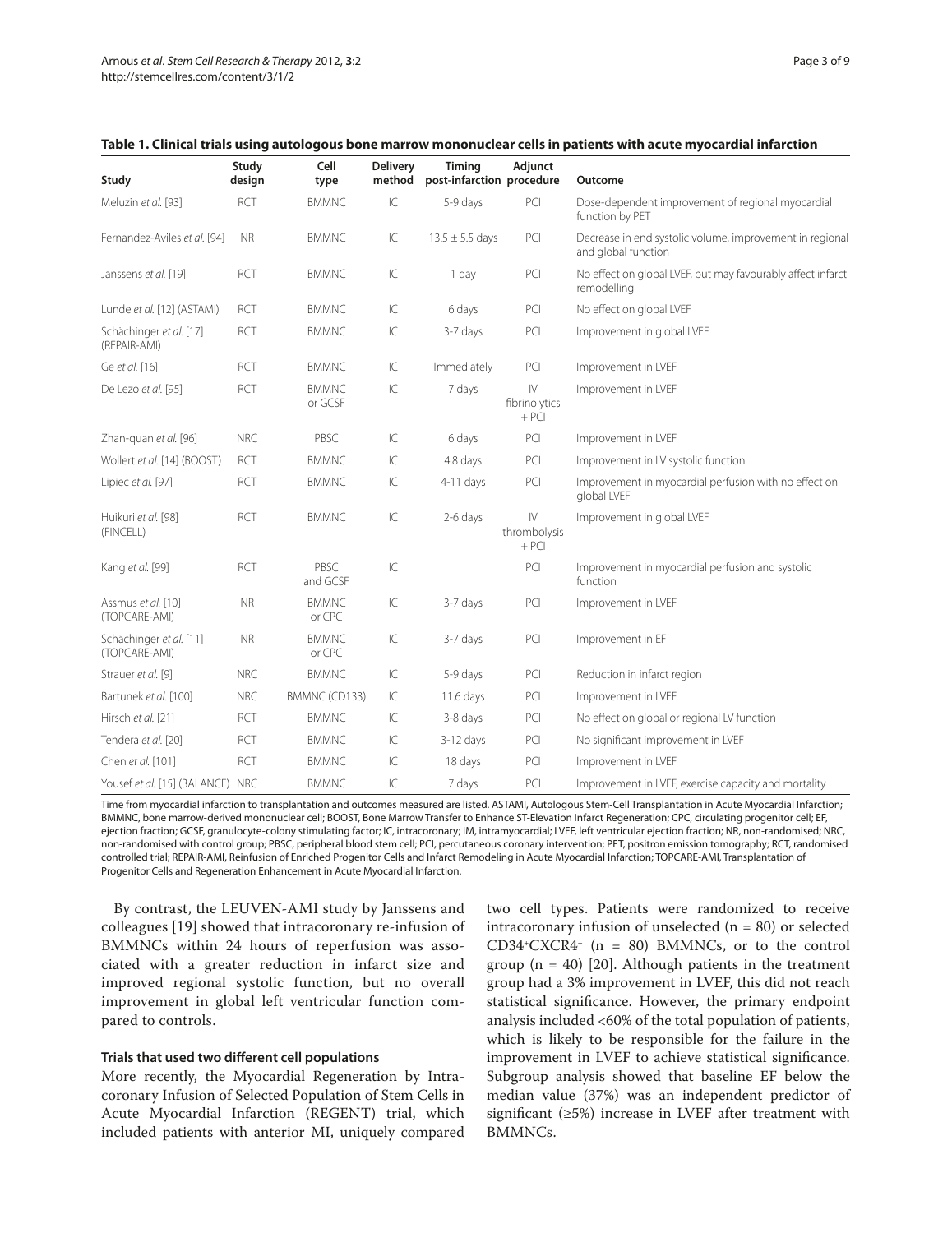**Table 1. Clinical trials using autologous bone marrow mononuclear cells in patients with acute myocardial infarction**

| Study | Study design | Cell type | Delivery method | Timing post-infarction | Adjunct procedure | Outcome |
|---|---|---|---|---|---|---|
| Meluzin *et al.* [93] | RCT | BMMNC | IC | 5-9 days | PCI | Dose-dependent improvement of regional myocardial function by PET |
| Fernandez-Aviles *et al.* [94] | NR | BMMNC | IC | 13.5 ± 5.5 days | PCI | Decrease in end systolic volume, improvement in regional and global function |
| Janssens *et al.* [19] | RCT | BMMNC | IC | 1 day | PCI | No effect on global LVEF, but may favourably affect infarct remodelling |
| Lunde *et al.* [12] (ASTAMI) | RCT | BMMNC | IC | 6 days | PCI | No effect on global LVEF |
| Schächinger *et al.* [17] (REPAIR-AMI) | RCT | BMMNC | IC | 3-7 days | PCI | Improvement in global LVEF |
| Ge *et al.* [16] | RCT | BMMNC | IC | Immediately | PCI | Improvement in LVEF |
| De Lezo *et al.* [95] | RCT | BMMNC or GCSF | IC | 7 days | IV fibrinolytics + PCI | Improvement in LVEF |
| Zhan-quan *et al.* [96] | NRC | PBSC | IC | 6 days | PCI | Improvement in LVEF |
| Wollert *et al.* [14] (BOOST) | RCT | BMMNC | IC | 4.8 days | PCI | Improvement in LV systolic function |
| Lipiec *et al.* [97] | RCT | BMMNC | IC | 4-11 days | PCI | Improvement in myocardial perfusion with no effect on global LVEF |
| Huikuri *et al.* [98] (FINCELL) | RCT | BMMNC | IC | 2-6 days | IV thrombolysis + PCI | Improvement in global LVEF |
| Kang *et al.* [99] | RCT | PBSC and GCSF | IC | | PCI | Improvement in myocardial perfusion and systolic function |
| Assmus *et al.* [10] (TOPCARE-AMI) | NR | BMMNC or CPC | IC | 3-7 days | PCI | Improvement in LVEF |
| Schächinger *et al.* [11] (TOPCARE-AMI) | NR | BMMNC or CPC | IC | 3-7 days | PCI | Improvement in EF |
| Strauer *et al.* [9] | NRC | BMMNC | IC | 5-9 days | PCI | Reduction in infarct region |
| Bartunek *et al.* [100] | NRC | BMMNC (CD133) | IC | 11.6 days | PCI | Improvement in LVEF |
| Hirsch *et al.* [21] | RCT | BMMNC | IC | 3-8 days | PCI | No effect on global or regional LV function |
| Tendera *et al.* [20] | RCT | BMMNC | IC | 3-12 days | PCI | No significant improvement in LVEF |
| Chen *et al.* [101] | RCT | BMMNC | IC | 18 days | PCI | Improvement in LVEF |
| Yousef *et al.* [15] (BALANCE) | NRC | BMMNC | IC | 7 days | PCI | Improvement in LVEF, exercise capacity and mortality |

Time from myocardial infarction to transplantation and outcomes measured are listed. ASTAMI, Autologous Stem-Cell Transplantation in Acute Myocardial Infarction; BMMNC, bone marrow-derived mononuclear cell; BOOST, Bone Marrow Transfer to Enhance ST-Elevation Infarct Regeneration; CPC, circulating progenitor cell; EF, ejection fraction; GCSF, granulocyte-colony stimulating factor; IC, intracoronary; IM, intramyocardial; LVEF, left ventricular ejection fraction; NR, non-randomised; NRC, non-randomised with control group; PBSC, peripheral blood stem cell; PCI, percutaneous coronary intervention; PET, positron emission tomography; RCT, randomised controlled trial; REPAIR-AMI, Reinfusion of Enriched Progenitor Cells and Infarct Remodeling in Acute Myocardial Infarction; TOPCARE-AMI, Transplantation of Progenitor Cells and Regeneration Enhancement in Acute Myocardial Infarction.

By contrast, the LEUVEN-AMI study by Janssens and colleagues [19] showed that intracoronary re-infusion of BMMNCs within 24 hours of reperfusion was associated with a greater reduction in infarct size and improved regional systolic function, but no overall improvement in global left ventricular function compared to controls.

#### Trials that used two different cell populations

More recently, the Myocardial Regeneration by Intracoronary Infusion of Selected Population of Stem Cells in Acute Myocardial Infarction (REGENT) trial, which included patients with anterior MI, uniquely compared two cell types. Patients were randomized to receive intracoronary infusion of unselected (n = 80) or selected $CD34^+CXCR4^+$ (n = 80) BMMNCs, or to the control group (n = 40) [20]. Although patients in the treatment group had a 3% improvement in LVEF, this did not reach statistical significance. However, the primary endpoint analysis included <60% of the total population of patients, which is likely to be responsible for the failure in the improvement in LVEF to achieve statistical significance. Subgroup analysis showed that baseline EF below the median value (37%) was an independent predictor of significant (≥5%) increase in LVEF after treatment with BMMNCs.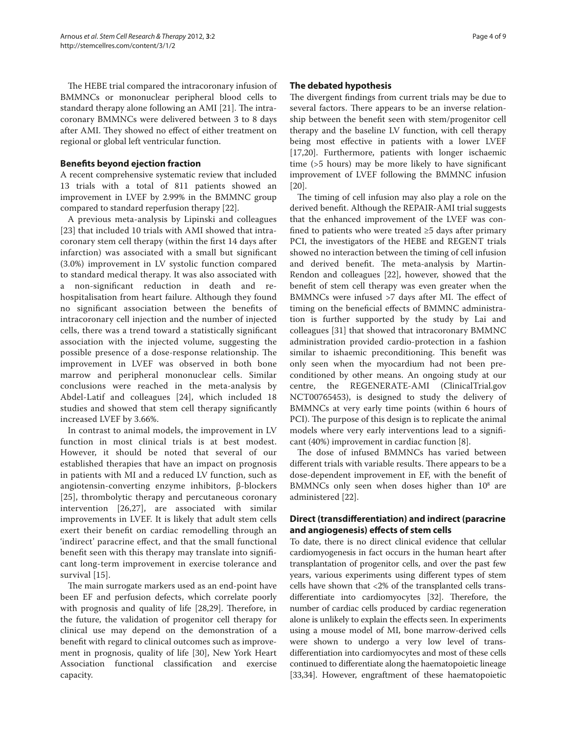The HEBE trial compared the intracoronary infusion of BMMNCs or mononuclear peripheral blood cells to standard therapy alone following an AMI [21]. The intracoronary BMMNCs were delivered between 3 to 8 days after AMI. They showed no effect of either treatment on regional or global left ventricular function.

## Benefits beyond ejection fraction

A recent comprehensive systematic review that included 13 trials with a total of 811 patients showed an improvement in LVEF by 2.99% in the BMMNC group compared to standard reperfusion therapy [22].

A previous meta-analysis by Lipinski and colleagues [23] that included 10 trials with AMI showed that intracoronary stem cell therapy (within the first 14 days after infarction) was associated with a small but significant (3.0%) improvement in LV systolic function compared to standard medical therapy. It was also associated with a non-significant reduction in death and rehospitalisation from heart failure. Although they found no significant association between the benefits of intracoronary cell injection and the number of injected cells, there was a trend toward a statistically significant association with the injected volume, suggesting the possible presence of a dose-response relationship. The improvement in LVEF was observed in both bone marrow and peripheral mononuclear cells. Similar conclusions were reached in the meta-analysis by Abdel-Latif and colleagues [24], which included 18 studies and showed that stem cell therapy significantly increased LVEF by 3.66%.

In contrast to animal models, the improvement in LV function in most clinical trials is at best modest. However, it should be noted that several of our established therapies that have an impact on prognosis in patients with MI and a reduced LV function, such as angiotensin-converting enzyme inhibitors, β-blockers [25], thrombolytic therapy and percutaneous coronary intervention [26,27], are associated with similar improvements in LVEF. It is likely that adult stem cells exert their benefit on cardiac remodelling through an 'indirect' paracrine effect, and that the small functional benefit seen with this therapy may translate into significant long-term improvement in exercise tolerance and survival [15].

The main surrogate markers used as an end-point have been EF and perfusion defects, which correlate poorly with prognosis and quality of life [28,29]. Therefore, in the future, the validation of progenitor cell therapy for clinical use may depend on the demonstration of a benefit with regard to clinical outcomes such as improvement in prognosis, quality of life [30], New York Heart Association functional classification and exercise capacity.

## The debated hypothesis

The divergent findings from current trials may be due to several factors. There appears to be an inverse relationship between the benefit seen with stem/progenitor cell therapy and the baseline LV function, with cell therapy being most effective in patients with a lower LVEF [17,20]. Furthermore, patients with longer ischaemic time (>5 hours) may be more likely to have significant improvement of LVEF following the BMMNC infusion [20].

The timing of cell infusion may also play a role on the derived benefit. Although the REPAIR-AMI trial suggests that the enhanced improvement of the LVEF was confined to patients who were treated ≥5 days after primary PCI, the investigators of the HEBE and REGENT trials showed no interaction between the timing of cell infusion and derived benefit. The meta-analysis by Martin-Rendon and colleagues [22], however, showed that the benefit of stem cell therapy was even greater when the BMMNCs were infused >7 days after MI. The effect of timing on the beneficial effects of BMMNC administration is further supported by the study by Lai and colleagues [31] that showed that intracoronary BMMNC administration provided cardio-protection in a fashion similar to ishaemic preconditioning. This benefit was only seen when the myocardium had not been preconditioned by other means. An ongoing study at our centre, the REGENERATE-AMI (ClinicalTrial.gov NCT00765453), is designed to study the delivery of BMMNCs at very early time points (within 6 hours of PCI). The purpose of this design is to replicate the animal models where very early interventions lead to a significant (40%) improvement in cardiac function [8].

The dose of infused BMMNCs has varied between different trials with variable results. There appears to be a dose-dependent improvement in EF, with the benefit of BMMNCs only seen when doses higher than $10^8$ are administered [22].

## Direct (transdifferentiation) and indirect (paracrine and angiogenesis) effects of stem cells

To date, there is no direct clinical evidence that cellular cardiomyogenesis in fact occurs in the human heart after transplantation of progenitor cells, and over the past few years, various experiments using different types of stem cells have shown that <2% of the transplanted cells transdifferentiate into cardiomyocytes [32]. Therefore, the number of cardiac cells produced by cardiac regeneration alone is unlikely to explain the effects seen. In experiments using a mouse model of MI, bone marrow-derived cells were shown to undergo a very low level of transdifferentiation into cardiomyocytes and most of these cells continued to differentiate along the haematopoietic lineage [33,34]. However, engraftment of these haematopoietic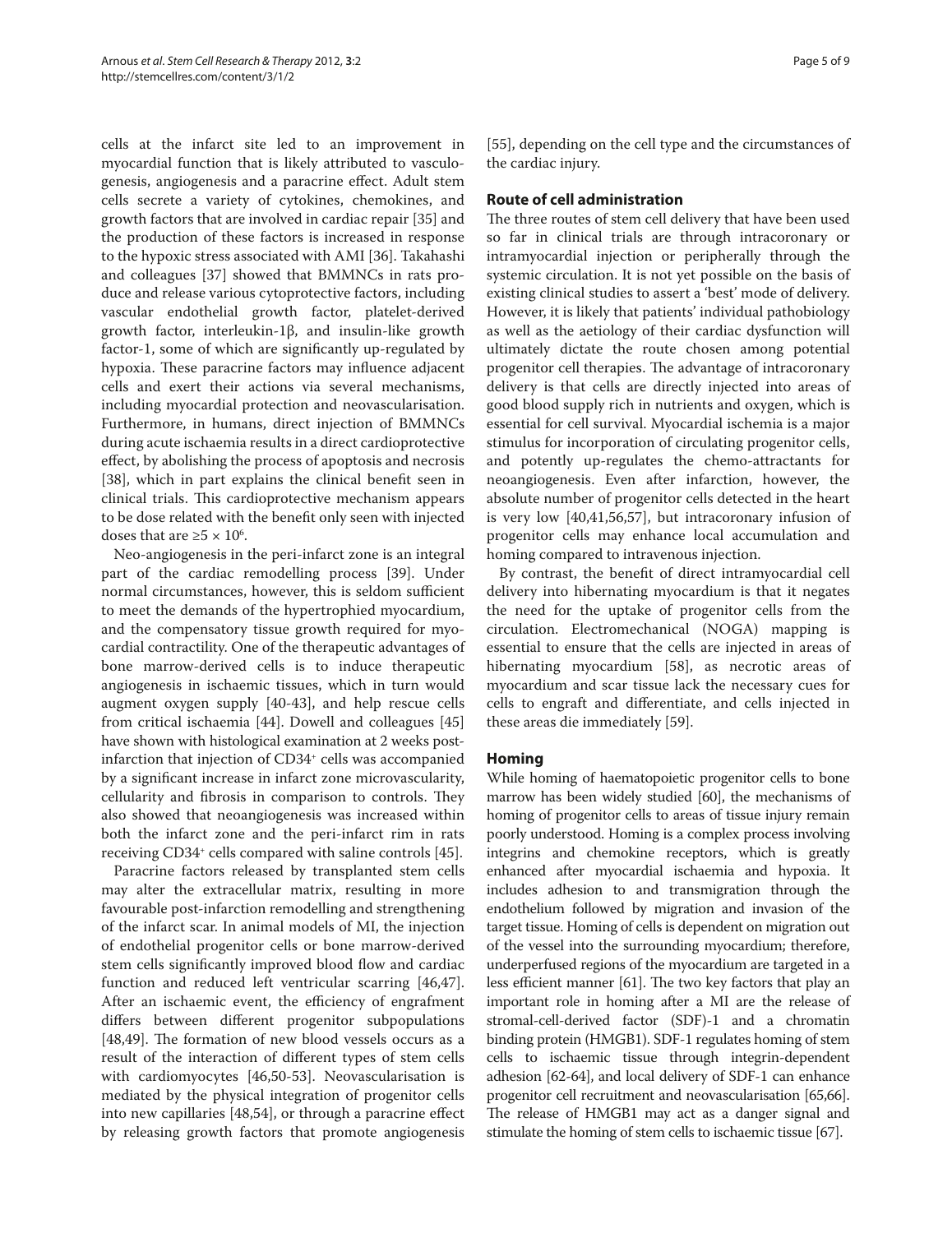cells at the infarct site led to an improvement in myocardial function that is likely attributed to vasculogenesis, angiogenesis and a paracrine effect. Adult stem cells secrete a variety of cytokines, chemokines, and growth factors that are involved in cardiac repair [35] and the production of these factors is increased in response to the hypoxic stress associated with AMI [36]. Takahashi and colleagues [37] showed that BMMNCs in rats produce and release various cytoprotective factors, including vascular endothelial growth factor, platelet-derived growth factor, interleukin-1β, and insulin-like growth factor-1, some of which are significantly up-regulated by hypoxia. These paracrine factors may influence adjacent cells and exert their actions via several mechanisms, including myocardial protection and neovascularisation. Furthermore, in humans, direct injection of BMMNCs during acute ischaemia results in a direct cardioprotective effect, by abolishing the process of apoptosis and necrosis [38], which in part explains the clinical benefit seen in clinical trials. This cardioprotective mechanism appears to be dose related with the benefit only seen with injected doses that are $\geq 5 \times 10^6$.

Neo-angiogenesis in the peri-infarct zone is an integral part of the cardiac remodelling process [39]. Under normal circumstances, however, this is seldom sufficient to meet the demands of the hypertrophied myocardium, and the compensatory tissue growth required for myocardial contractility. One of the therapeutic advantages of bone marrow-derived cells is to induce therapeutic angiogenesis in ischaemic tissues, which in turn would augment oxygen supply [40-43], and help rescue cells from critical ischaemia [44]. Dowell and colleagues [45] have shown with histological examination at 2 weeks post-infarction that injection of $CD34^+$ cells was accompanied by a significant increase in infarct zone microvascularity, cellularity and fibrosis in comparison to controls. They also showed that neoangiogenesis was increased within both the infarct zone and the peri-infarct rim in rats receiving $CD34^+$ cells compared with saline controls [45].

Paracrine factors released by transplanted stem cells may alter the extracellular matrix, resulting in more favourable post-infarction remodelling and strengthening of the infarct scar. In animal models of MI, the injection of endothelial progenitor cells or bone marrow-derived stem cells significantly improved blood flow and cardiac function and reduced left ventricular scarring [46,47]. After an ischaemic event, the efficiency of engrafment differs between different progenitor subpopulations [48,49]. The formation of new blood vessels occurs as a result of the interaction of different types of stem cells with cardiomyocytes [46,50-53]. Neovascularisation is mediated by the physical integration of progenitor cells into new capillaries [48,54], or through a paracrine effect by releasing growth factors that promote angiogenesis [55], depending on the cell type and the circumstances of the cardiac injury.

## Route of cell administration

The three routes of stem cell delivery that have been used so far in clinical trials are through intracoronary or intramyocardial injection or peripherally through the systemic circulation. It is not yet possible on the basis of existing clinical studies to assert a 'best' mode of delivery. However, it is likely that patients' individual pathobiology as well as the aetiology of their cardiac dysfunction will ultimately dictate the route chosen among potential progenitor cell therapies. The advantage of intracoronary delivery is that cells are directly injected into areas of good blood supply rich in nutrients and oxygen, which is essential for cell survival. Myocardial ischemia is a major stimulus for incorporation of circulating progenitor cells, and potently up-regulates the chemo-attractants for neoangiogenesis. Even after infarction, however, the absolute number of progenitor cells detected in the heart is very low [40,41,56,57], but intracoronary infusion of progenitor cells may enhance local accumulation and homing compared to intravenous injection.

By contrast, the benefit of direct intramyocardial cell delivery into hibernating myocardium is that it negates the need for the uptake of progenitor cells from the circulation. Electromechanical (NOGA) mapping is essential to ensure that the cells are injected in areas of hibernating myocardium [58], as necrotic areas of myocardium and scar tissue lack the necessary cues for cells to engraft and differentiate, and cells injected in these areas die immediately [59].

## Homing

While homing of haematopoietic progenitor cells to bone marrow has been widely studied [60], the mechanisms of homing of progenitor cells to areas of tissue injury remain poorly understood. Homing is a complex process involving integrins and chemokine receptors, which is greatly enhanced after myocardial ischaemia and hypoxia. It includes adhesion to and transmigration through the endothelium followed by migration and invasion of the target tissue. Homing of cells is dependent on migration out of the vessel into the surrounding myocardium; therefore, underperfused regions of the myocardium are targeted in a less efficient manner [61]. The two key factors that play an important role in homing after a MI are the release of stromal-cell-derived factor (SDF)-1 and a chromatin binding protein (HMGB1). SDF-1 regulates homing of stem cells to ischaemic tissue through integrin-dependent adhesion [62-64], and local delivery of SDF-1 can enhance progenitor cell recruitment and neovascularisation [65,66]. The release of HMGB1 may act as a danger signal and stimulate the homing of stem cells to ischaemic tissue [67].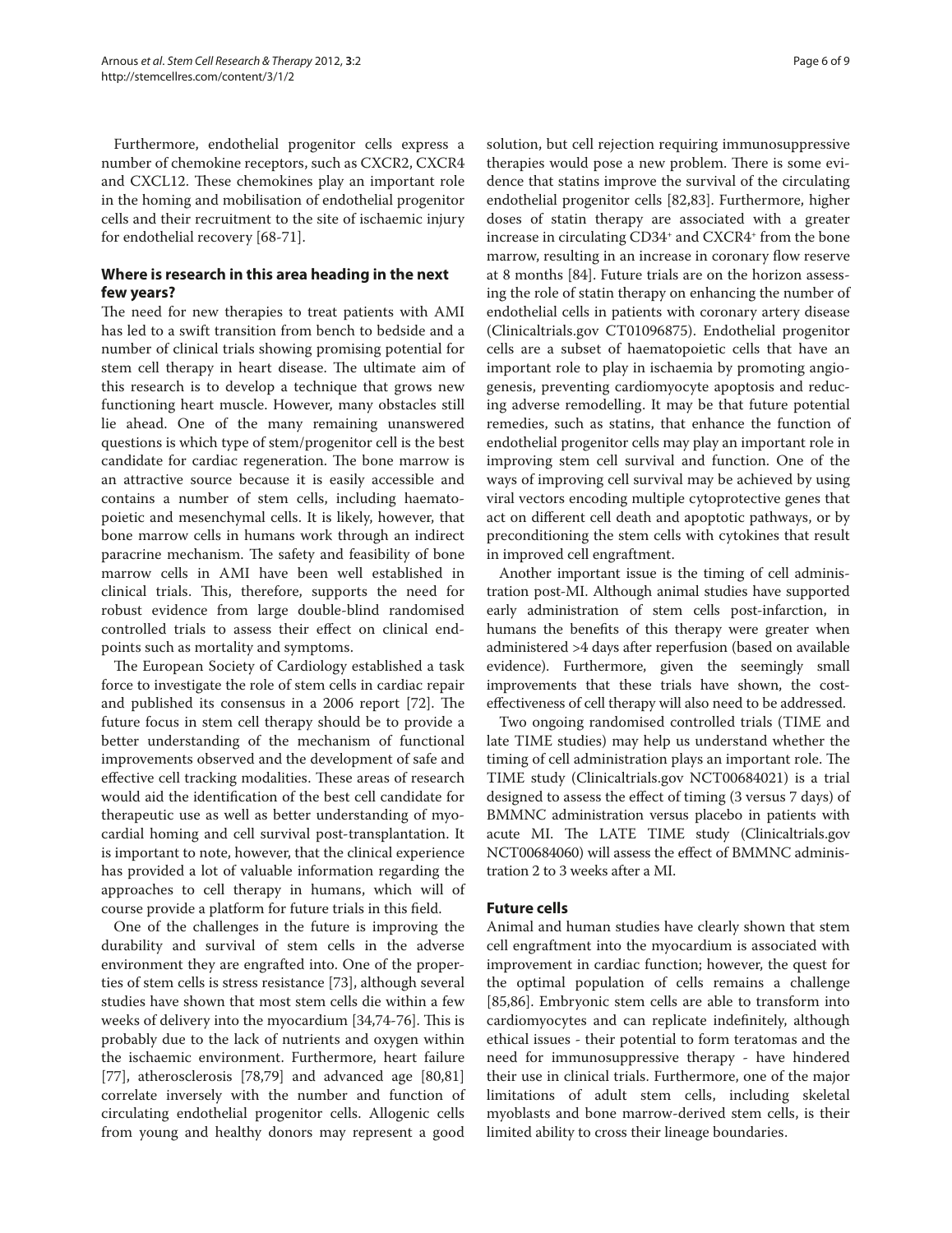Furthermore, endothelial progenitor cells express a number of chemokine receptors, such as CXCR2, CXCR4 and CXCL12. These chemokines play an important role in the homing and mobilisation of endothelial progenitor cells and their recruitment to the site of ischaemic injury for endothelial recovery [68-71].

## Where is research in this area heading in the next few years?

The need for new therapies to treat patients with AMI has led to a swift transition from bench to bedside and a number of clinical trials showing promising potential for stem cell therapy in heart disease. The ultimate aim of this research is to develop a technique that grows new functioning heart muscle. However, many obstacles still lie ahead. One of the many remaining unanswered questions is which type of stem/progenitor cell is the best candidate for cardiac regeneration. The bone marrow is an attractive source because it is easily accessible and contains a number of stem cells, including haematopoietic and mesenchymal cells. It is likely, however, that bone marrow cells in humans work through an indirect paracrine mechanism. The safety and feasibility of bone marrow cells in AMI have been well established in clinical trials. This, therefore, supports the need for robust evidence from large double-blind randomised controlled trials to assess their effect on clinical endpoints such as mortality and symptoms.

The European Society of Cardiology established a task force to investigate the role of stem cells in cardiac repair and published its consensus in a 2006 report [72]. The future focus in stem cell therapy should be to provide a better understanding of the mechanism of functional improvements observed and the development of safe and effective cell tracking modalities. These areas of research would aid the identification of the best cell candidate for therapeutic use as well as better understanding of myocardial homing and cell survival post-transplantation. It is important to note, however, that the clinical experience has provided a lot of valuable information regarding the approaches to cell therapy in humans, which will of course provide a platform for future trials in this field.

One of the challenges in the future is improving the durability and survival of stem cells in the adverse environment they are engrafted into. One of the properties of stem cells is stress resistance [73], although several studies have shown that most stem cells die within a few weeks of delivery into the myocardium [34,74-76]. This is probably due to the lack of nutrients and oxygen within the ischaemic environment. Furthermore, heart failure [77], atherosclerosis [78,79] and advanced age [80,81] correlate inversely with the number and function of circulating endothelial progenitor cells. Allogenic cells from young and healthy donors may represent a good solution, but cell rejection requiring immunosuppressive therapies would pose a new problem. There is some evidence that statins improve the survival of the circulating endothelial progenitor cells [82,83]. Furthermore, higher doses of statin therapy are associated with a greater increase in circulating $CD34^+$ and $CXCR4^+$ from the bone marrow, resulting in an increase in coronary flow reserve at 8 months [84]. Future trials are on the horizon assessing the role of statin therapy on enhancing the number of endothelial cells in patients with coronary artery disease (Clinicaltrials.gov CT01096875). Endothelial progenitor cells are a subset of haematopoietic cells that have an important role to play in ischaemia by promoting angiogenesis, preventing cardiomyocyte apoptosis and reducing adverse remodelling. It may be that future potential remedies, such as statins, that enhance the function of endothelial progenitor cells may play an important role in improving stem cell survival and function. One of the ways of improving cell survival may be achieved by using viral vectors encoding multiple cytoprotective genes that act on different cell death and apoptotic pathways, or by preconditioning the stem cells with cytokines that result in improved cell engraftment.

Another important issue is the timing of cell administration post-MI. Although animal studies have supported early administration of stem cells post-infarction, in humans the benefits of this therapy were greater when administered >4 days after reperfusion (based on available evidence). Furthermore, given the seemingly small improvements that these trials have shown, the cost-effectiveness of cell therapy will also need to be addressed.

Two ongoing randomised controlled trials (TIME and late TIME studies) may help us understand whether the timing of cell administration plays an important role. The TIME study (Clinicaltrials.gov NCT00684021) is a trial designed to assess the effect of timing (3 versus 7 days) of BMMNC administration versus placebo in patients with acute MI. The LATE TIME study (Clinicaltrials.gov NCT00684060) will assess the effect of BMMNC administration 2 to 3 weeks after a MI.

## Future cells

Animal and human studies have clearly shown that stem cell engraftment into the myocardium is associated with improvement in cardiac function; however, the quest for the optimal population of cells remains a challenge [85,86]. Embryonic stem cells are able to transform into cardiomyocytes and can replicate indefinitely, although ethical issues - their potential to form teratomas and the need for immunosuppressive therapy - have hindered their use in clinical trials. Furthermore, one of the major limitations of adult stem cells, including skeletal myoblasts and bone marrow-derived stem cells, is their limited ability to cross their lineage boundaries.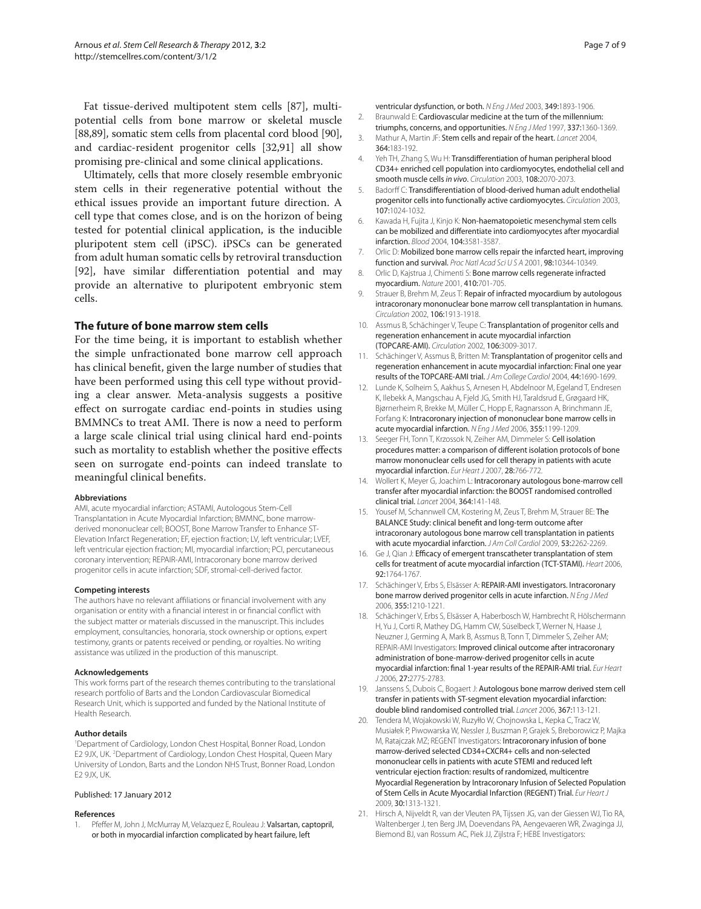Fat tissue-derived multipotent stem cells [87], multipotential cells from bone marrow or skeletal muscle [88,89], somatic stem cells from placental cord blood [90], and cardiac-resident progenitor cells [32,91] all show promising pre-clinical and some clinical applications.

Ultimately, cells that more closely resemble embryonic stem cells in their regenerative potential without the ethical issues provide an important future direction. A cell type that comes close, and is on the horizon of being tested for potential clinical application, is the inducible pluripotent stem cell (iPSC). iPSCs can be generated from adult human somatic cells by retroviral transduction [92], have similar differentiation potential and may provide an alternative to pluripotent embryonic stem cells.

## The future of bone marrow stem cells

For the time being, it is important to establish whether the simple unfractionated bone marrow cell approach has clinical benefit, given the large number of studies that have been performed using this cell type without providing a clear answer. Meta-analysis suggests a positive effect on surrogate cardiac end-points in studies using BMMNCs to treat AMI. There is now a need to perform a large scale clinical trial using clinical hard end-points such as mortality to establish whether the positive effects seen on surrogate end-points can indeed translate to meaningful clinical benefits.

#### Abbreviations

AMI, acute myocardial infarction; ASTAMI, Autologous Stem-Cell Transplantation in Acute Myocardial Infarction; BMMNC, bone marrow-derived mononuclear cell; BOOST, Bone Marrow Transfer to Enhance ST-Elevation Infarct Regeneration; EF, ejection fraction; LV, left ventricular; LVEF, left ventricular ejection fraction; MI, myocardial infarction; PCI, percutaneous coronary intervention; REPAIR-AMI, Intracoronary bone marrow derived progenitor cells in acute infarction; SDF, stromal-cell-derived factor.

#### Competing interests

The authors have no relevant affiliations or financial involvement with any organisation or entity with a financial interest in or financial conflict with the subject matter or materials discussed in the manuscript. This includes employment, consultancies, honoraria, stock ownership or options, expert testimony, grants or patents received or pending, or royalties. No writing assistance was utilized in the production of this manuscript.

#### Acknowledgements

This work forms part of the research themes contributing to the translational research portfolio of Barts and the London Cardiovascular Biomedical Research Unit, which is supported and funded by the National Institute of Health Research.

#### Author details

[1]Department of Cardiology, London Chest Hospital, Bonner Road, London E2 9JX, UK. [2]Department of Cardiology, London Chest Hospital, Queen Mary University of London, Barts and the London NHS Trust, Bonner Road, London E2 9JX, UK.

Published: 17 January 2012

#### References

1. Pfeffer M, John J, McMurray M, Velazquez E, Rouleau J: **Valsartan, captopril, or both in myocardial infarction complicated by heart failure, left ventricular dysfunction, or both.** *N Eng J Med* 2003, **349:**1893-1906.
2. Braunwald E: **Cardiovascular medicine at the turn of the millennium: triumphs, concerns, and opportunities.** *N Eng J Med* 1997, **337:**1360-1369.
3. Mathur A, Martin JF: **Stem cells and repair of the heart.** *Lancet* 2004, **364:**183-192.
4. Yeh TH, Zhang S, Wu H: **Transdifferentiation of human peripheral blood CD34+ enriched cell population into cardiomyocytes, endothelial cell and smooth muscle cells *in vivo*.** *Circulation* 2003, **108:**2070-2073.
5. Badorff C: **Transdifferentiation of blood-derived human adult endothelial progenitor cells into functionally active cardiomyocytes.** *Circulation* 2003, **107:**1024-1032.
6. Kawada H, Fujita J, Kinjo K: **Non-haematopoietic mesenchymal stem cells can be mobilized and differentiate into cardiomyocytes after myocardial infarction.** *Blood* 2004, **104:**3581-3587.
7. Orlic D: **Mobilized bone marrow cells repair the infarcted heart, improving function and survival.** *Proc Natl Acad Sci U S A* 2001, **98:**10344-10349.
8. Orlic D, Kajstrua J, Chimenti S: **Bone marrow cells regenerate infracted myocardium.** *Nature* 2001, **410:**701-705.
9. Strauer B, Brehm M, Zeus T: **Repair of infracted myocardium by autologous intracoronary mononuclear bone marrow cell transplantation in humans.** *Circulation* 2002, **106:**1913-1918.
10. Assmus B, Schächinger V, Teupe C: **Transplantation of progenitor cells and regeneration enhancement in acute myocardial infarction (TOPCARE-AMI).** *Circulation* 2002, **106:**3009-3017.
11. Schächinger V, Assmus B, Britten M: **Transplantation of progenitor cells and regeneration enhancement in acute myocardial infarction: Final one year results of the TOPCARE-AMI trial.** *J Am College Cardiol* 2004, **44:**1690-1699.
12. Lunde K, Solheim S, Aakhus S, Arnesen H, Abdelnoor M, Egeland T, Endresen K, Ilebekk A, Mangschau A, Fjeld JG, Smith HJ, Taraldsrud E, Grøgaard HK, Bjørnerheim R, Brekke M, Müller C, Hopp E, Ragnarsson A, Brinchmann JE, Forfang K: **Intracoronary injection of mononuclear bone marrow cells in acute myocardial infarction.** *N Eng J Med* 2006, **355:**1199-1209.
13. Seeger FH, Tonn T, Krzossok N, Zeiher AM, Dimmeler S: **Cell isolation procedures matter: a comparison of different isolation protocols of bone marrow mononuclear cells used for cell therapy in patients with acute myocardial infarction.** *Eur Heart J* 2007, **28:**766-772.
14. Wollert K, Meyer G, Joachim L: **Intracoronary autologous bone-marrow cell transfer after myocardial infarction: the BOOST randomised controlled clinical trial.** *Lancet* 2004, **364:**141-148.
15. Yousef M, Schannwell CM, Kostering M, Zeus T, Brehm M, Strauer BE: **The BALANCE Study: clinical benefit and long-term outcome after intracoronary autologous bone marrow cell transplantation in patients with acute myocardial infarction.** *J Am Coll Cardiol* 2009, **53:**2262-2269.
16. Ge J, Qian J: **Efficacy of emergent transcatheter transplantation of stem cells for treatment of acute myocardial infarction (TCT-STAMI).** *Heart* 2006, **92:**1764-1767.
17. Schächinger V, Erbs S, Elsässer A: **REPAIR-AMI investigators. Intracoronary bone marrow derived progenitor cells in acute infarction.** *N Eng J Med* 2006, **355:**1210-1221.
18. Schächinger V, Erbs S, Elsässer A, Haberbosch W, Hambrecht R, Hölschermann H, Yu J, Corti R, Mathey DG, Hamm CW, Süselbeck T, Werner N, Haase J, Neuzner J, Germing A, Mark B, Assmus B, Tonn T, Dimmeler S, Zeiher AM; REPAIR-AMI Investigators: **Improved clinical outcome after intracoronary administration of bone-marrow-derived progenitor cells in acute myocardial infarction: final 1-year results of the REPAIR-AMI trial.** *Eur Heart J* 2006, **27:**2775-2783.
19. Janssens S, Dubois C, Bogaert J: **Autologous bone marrow derived stem cell transfer in patients with ST-segment elevation myocardial infarction: double blind randomised controlled trial.** *Lancet* 2006, **367:**113-121.
20. Tendera M, Wojakowski W, Ruzyłło W, Chojnowska L, Kepka C, Tracz W, Musiałek P, Piwowarska W, Nessler J, Buszman P, Grajek S, Breborowicz P, Majka M, Ratajczak MZ; REGENT Investigators: **Intracoronary infusion of bone marrow-derived selected CD34+CXCR4+ cells and non-selected mononuclear cells in patients with acute STEMI and reduced left ventricular ejection fraction: results of randomized, multicentre Myocardial Regeneration by Intracoronary Infusion of Selected Population of Stem Cells in Acute Myocardial Infarction (REGENT) Trial.** *Eur Heart J* 2009, **30:**1313-1321.
21. Hirsch A, Nijveldt R, van der Vleuten PA, Tijssen JG, van der Giessen WJ, Tio RA, Waltenberger J, ten Berg JM, Doevendans PA, Aengevaeren WR, Zwaginga JJ, Biemond BJ, van Rossum AC, Piek JJ, Zijlstra F; HEBE Investigators: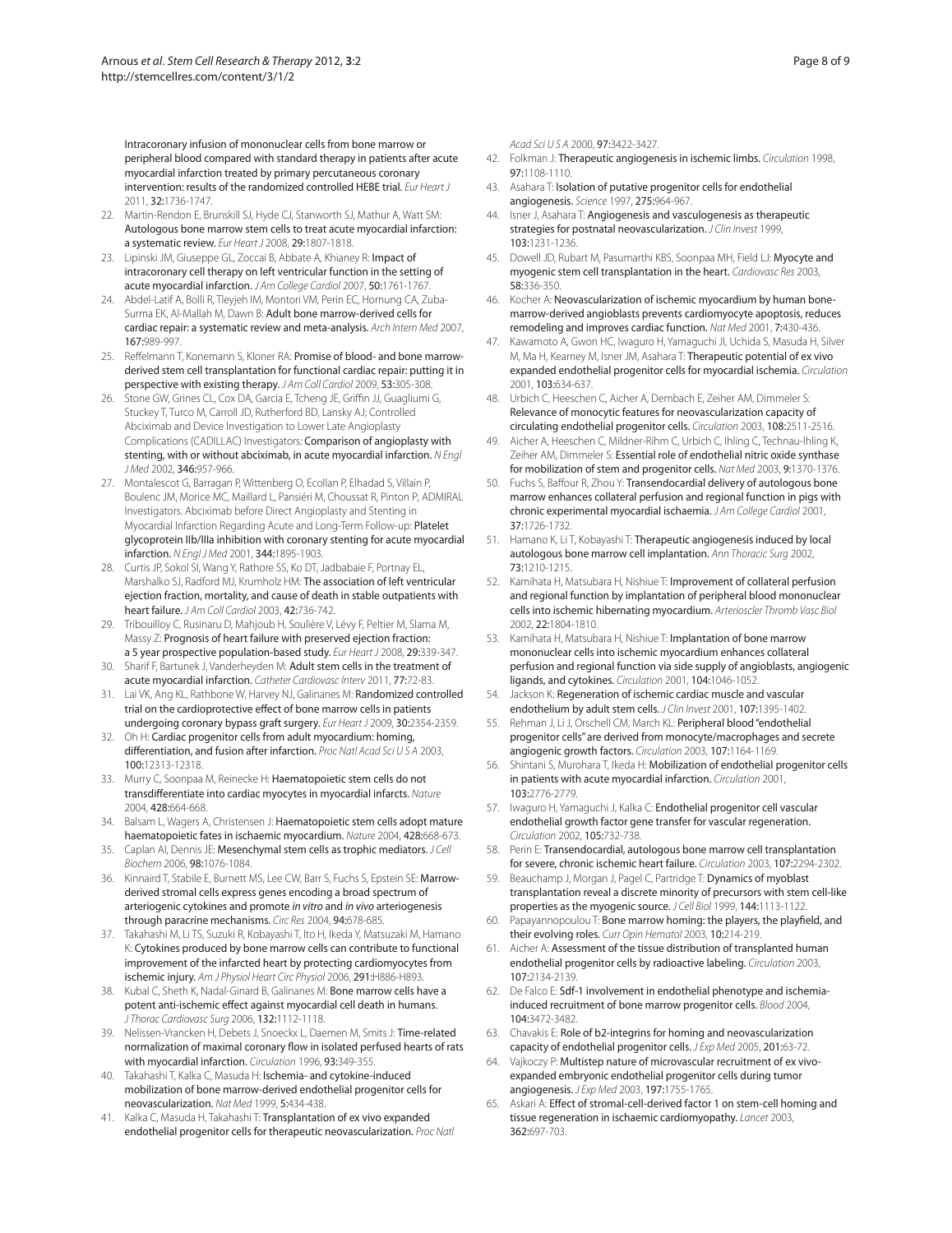Intracoronary infusion of mononuclear cells from bone marrow or peripheral blood compared with standard therapy in patients after acute myocardial infarction treated by primary percutaneous coronary intervention: results of the randomized controlled HEBE trial. *Eur Heart J* 2011, **32**:1736-1747.

22. Martin-Rendon E, Brunskill SJ, Hyde CJ, Stanworth SJ, Mathur A, Watt SM: Autologous bone marrow stem cells to treat acute myocardial infarction: a systematic review. *Eur Heart J* 2008, **29**:1807-1818.
23. Lipinski MJ, Giuseppe GL, Zoccai B, Abbate A, Khianey R: Impact of intracoronary cell therapy on left ventricular function in the setting of acute myocardial infarction. *J Am College Cardiol* 2007, **50**:1761-1767.
24. Abdel-Latif A, Bolli R, Tleyjeh IM, Montori VM, Perin EC, Hornung CA, Zuba-Surma EK, Al-Mallah M, Dawn B: Adult bone marrow-derived cells for cardiac repair: a systematic review and meta-analysis. *Arch Intern Med* 2007, **167**:989-997.
25. Reffelmann T, Konemann S, Kloner RA: Promise of blood- and bone marrow-derived stem cell transplantation for functional cardiac repair: putting it in perspective with existing therapy. *J Am Coll Cardiol* 2009, **53**:305-308.
26. Stone GW, Grines CL, Cox DA, Garcia E, Tcheng JE, Griffin JJ, Guagliumi G, Stuckey T, Turco M, Carroll JD, Rutherford BD, Lansky AJ; Controlled Abciximab and Device Investigation to Lower Late Angioplasty Complications (CADILLAC) Investigators: Comparison of angioplasty with stenting, with or without abciximab, in acute myocardial infarction. *N Engl J Med* 2002, **346**:957-966.
27. Montalescot G, Barragan P, Wittenberg O, Ecollan P, Elhadad S, Villain P, Boulenc JM, Morice MC, Maillard L, Pansiéri M, Choussat R, Pinton P; ADMIRAL Investigators. Abciximab before Direct Angioplasty and Stenting in Myocardial Infarction Regarding Acute and Long-Term Follow-up: Platelet glycoprotein IIb/IIIa inhibition with coronary stenting for acute myocardial infarction. *N Engl J Med* 2001, **344**:1895-1903.
28. Curtis JP, Sokol SI, Wang Y, Rathore SS, Ko DT, Jadbabaie F, Portnay EL, Marshalko SJ, Radford MJ, Krumholz HM: The association of left ventricular ejection fraction, mortality, and cause of death in stable outpatients with heart failure. *J Am Coll Cardiol* 2003, **42**:736-742.
29. Tribouilloy C, Rusinaru D, Mahjoub H, Soulière V, Lévy F, Peltier M, Slama M, Massy Z: Prognosis of heart failure with preserved ejection fraction: a 5 year prospective population-based study. *Eur Heart J* 2008, **29**:339-347.
30. Sharif F, Bartunek J, Vanderheyden M: Adult stem cells in the treatment of acute myocardial infarction. *Catheter Cardiovasc Interv* 2011, **77**:72-83.
31. Lai VK, Ang KL, Rathbone W, Harvey NJ, Galinanes M: Randomized controlled trial on the cardioprotective effect of bone marrow cells in patients undergoing coronary bypass graft surgery. *Eur Heart J* 2009, **30**:2354-2359.
32. Oh H: Cardiac progenitor cells from adult myocardium: homing, differentiation, and fusion after infarction. *Proc Natl Acad Sci U S A* 2003, **100**:12313-12318.
33. Murry C, Soonpaa M, Reinecke H: Haematopoietic stem cells do not transdifferentiate into cardiac myocytes in myocardial infarcts. *Nature* 2004, **428**:664-668.
34. Balsam L, Wagers A, Christensen J: Haematopoietic stem cells adopt mature haematopoietic fates in ischaemic myocardium. *Nature* 2004, **428**:668-673.
35. Caplan AI, Dennis JE: Mesenchymal stem cells as trophic mediators. *J Cell Biochem* 2006, **98**:1076-1084.
36. Kinnaird T, Stabile E, Burnett MS, Lee CW, Barr S, Fuchs S, Epstein SE: Marrow-derived stromal cells express genes encoding a broad spectrum of arteriogenic cytokines and promote *in vitro* and *in vivo* arteriogenesis through paracrine mechanisms. *Circ Res* 2004, **94**:678-685.
37. Takahashi M, Li TS, Suzuki R, Kobayashi T, Ito H, Ikeda Y, Matsuzaki M, Hamano K: Cytokines produced by bone marrow cells can contribute to functional improvement of the infarcted heart by protecting cardiomyocytes from ischemic injury. *Am J Physiol Heart Circ Physiol* 2006, **291**:H886-H893.
38. Kubal C, Sheth K, Nadal-Ginard B, Galinanes M: Bone marrow cells have a potent anti-ischemic effect against myocardial cell death in humans. *J Thorac Cardiovasc Surg* 2006, **132**:1112-1118.
39. Nelissen-Vrancken H, Debets J, Snoeckx L, Daemen M, Smits J: Time-related normalization of maximal coronary flow in isolated perfused hearts of rats with myocardial infarction. *Circulation* 1996, **93**:349-355.
40. Takahashi T, Kalka C, Masuda H: Ischemia- and cytokine-induced mobilization of bone marrow-derived endothelial progenitor cells for neovascularization. *Nat Med* 1999, **5**:434-438.
41. Kalka C, Masuda H, Takahashi T: Transplantation of ex vivo expanded endothelial progenitor cells for therapeutic neovascularization. *Proc Natl Acad Sci U S A* 2000, **97**:3422-3427.
42. Folkman J: Therapeutic angiogenesis in ischemic limbs. *Circulation* 1998, **97**:1108-1110.
43. Asahara T: Isolation of putative progenitor cells for endothelial angiogenesis. *Science* 1997, **275**:964-967.
44. Isner J, Asahara T: Angiogenesis and vasculogenesis as therapeutic strategies for postnatal neovascularization. *J Clin Invest* 1999, **103**:1231-1236.
45. Dowell JD, Rubart M, Pasumarthi KBS, Soonpaa MH, Field LJ: Myocyte and myogenic stem cell transplantation in the heart. *Cardiovasc Res* 2003, **58**:336-350.
46. Kocher A: Neovascularization of ischemic myocardium by human bone-marrow-derived angioblasts prevents cardiomyocyte apoptosis, reduces remodeling and improves cardiac function. *Nat Med* 2001, **7**:430-436.
47. Kawamoto A, Gwon HC, Iwaguro H, Yamaguchi JI, Uchida S, Masuda H, Silver M, Ma H, Kearney M, Isner JM, Asahara T: Therapeutic potential of ex vivo expanded endothelial progenitor cells for myocardial ischemia. *Circulation* 2001, **103**:634-637.
48. Urbich C, Heeschen C, Aicher A, Dembach E, Zeiher AM, Dimmeler S: Relevance of monocytic features for neovascularization capacity of circulating endothelial progenitor cells. *Circulation* 2003, **108**:2511-2516.
49. Aicher A, Heeschen C, Mildner-Rihm C, Urbich C, Ihling C, Technau-Ihling K, Zeiher AM, Dimmeler S: Essential role of endothelial nitric oxide synthase for mobilization of stem and progenitor cells. *Nat Med* 2003, **9**:1370-1376.
50. Fuchs S, Baffour R, Zhou Y: Transendocardial delivery of autologous bone marrow enhances collateral perfusion and regional function in pigs with chronic experimental myocardial ischaemia. *J Am College Cardiol* 2001, **37**:1726-1732.
51. Hamano K, Li T, Kobayashi T: Therapeutic angiogenesis induced by local autologous bone marrow cell implantation. *Ann Thoracic Surg* 2002, **73**:1210-1215.
52. Kamihata H, Matsubara H, Nishiue T: Improvement of collateral perfusion and regional function by implantation of peripheral blood mononuclear cells into ischemic hibernating myocardium. *Arterioscler Thromb Vasc Biol* 2002, **22**:1804-1810.
53. Kamihata H, Matsubara H, Nishiue T: Implantation of bone marrow mononuclear cells into ischemic myocardium enhances collateral perfusion and regional function via side supply of angioblasts, angiogenic ligands, and cytokines. *Circulation* 2001, **104**:1046-1052.
54. Jackson K: Regeneration of ischemic cardiac muscle and vascular endothelium by adult stem cells. *J Clin Invest* 2001, **107**:1395-1402.
55. Rehman J, Li J, Orschell CM, March KL: Peripheral blood "endothelial progenitor cells" are derived from monocyte/macrophages and secrete angiogenic growth factors. *Circulation* 2003, **107**:1164-1169.
56. Shintani S, Murohara T, Ikeda H: Mobilization of endothelial progenitor cells in patients with acute myocardial infarction. *Circulation* 2001, **103**:2776-2779.
57. Iwaguro H, Yamaguchi J, Kalka C: Endothelial progenitor cell vascular endothelial growth factor gene transfer for vascular regeneration. *Circulation* 2002, **105**:732-738.
58. Perin E: Transendocardial, autologous bone marrow cell transplantation for severe, chronic ischemic heart failure. *Circulation* 2003, **107**:2294-2302.
59. Beauchamp J, Morgan J, Pagel C, Partridge T: Dynamics of myoblast transplantation reveal a discrete minority of precursors with stem cell-like properties as the myogenic source. *J Cell Biol* 1999, **144**:1113-1122.
60. Papayannopoulou T: Bone marrow homing: the players, the playfield, and their evolving roles. *Curr Opin Hematol* 2003, **10**:214-219.
61. Aicher A: Assessment of the tissue distribution of transplanted human endothelial progenitor cells by radioactive labeling. *Circulation* 2003, **107**:2134-2139.
62. De Falco E: Sdf-1 involvement in endothelial phenotype and ischemia-induced recruitment of bone marrow progenitor cells. *Blood* 2004, **104**:3472-3482.
63. Chavakis E: Role of b2-integrins for homing and neovascularization capacity of endothelial progenitor cells. *J Exp Med* 2005, **201**:63-72.
64. Vajkoczy P: Multistep nature of microvascular recruitment of ex vivo-expanded embryonic endothelial progenitor cells during tumor angiogenesis. *J Exp Med* 2003, **197**:1755-1765.
65. Askari A: Effect of stromal-cell-derived factor 1 on stem-cell homing and tissue regeneration in ischaemic cardiomyopathy. *Lancet* 2003, **362**:697-703.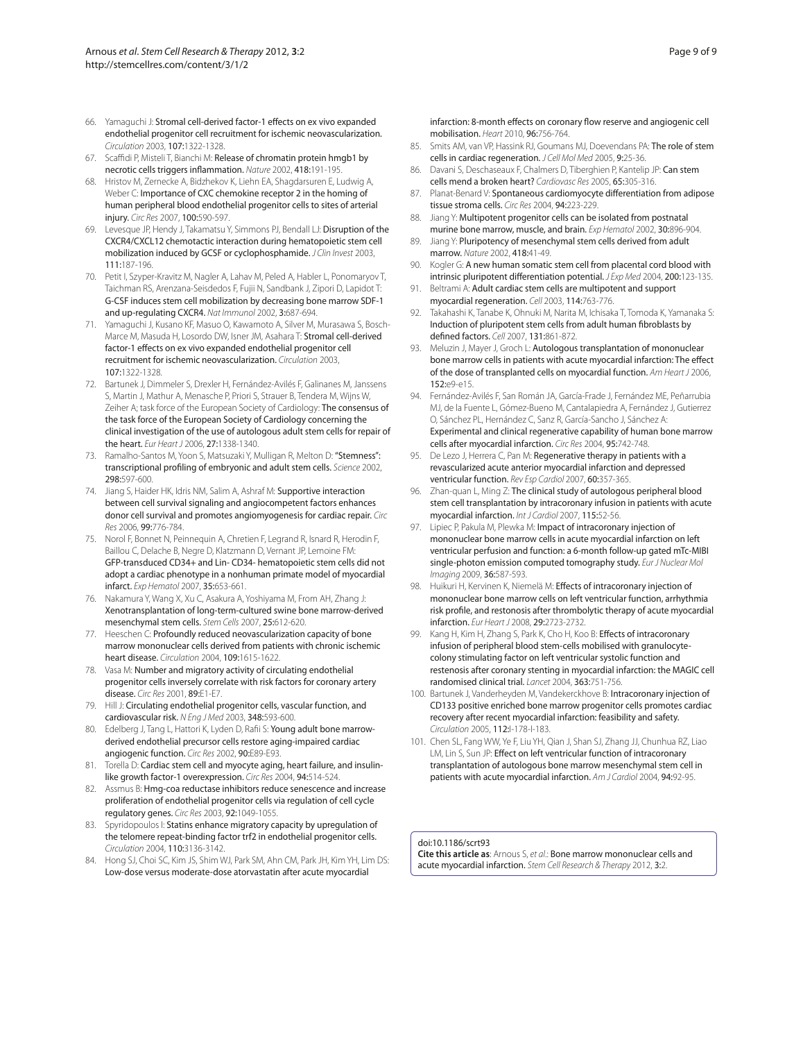66. Yamaguchi J: Stromal cell-derived factor-1 effects on ex vivo expanded endothelial progenitor cell recruitment for ischemic neovascularization. *Circulation* 2003, **107**:1322-1328.
67. Scaffidi P, Misteli T, Bianchi M: Release of chromatin protein hmgb1 by necrotic cells triggers inflammation. *Nature* 2002, **418**:191-195.
68. Hristov M, Zernecke A, Bidzhekov K, Liehn EA, Shagdarsuren E, Ludwig A, Weber C: Importance of CXC chemokine receptor 2 in the homing of human peripheral blood endothelial progenitor cells to sites of arterial injury. *Circ Res* 2007, **100**:590-597.
69. Levesque JP, Hendy J, Takamatsu Y, Simmons PJ, Bendall LJ: Disruption of the CXCR4/CXCL12 chemotactic interaction during hematopoietic stem cell mobilization induced by GCSF or cyclophosphamide. *J Clin Invest* 2003, **111**:187-196.
70. Petit I, Szyper-Kravitz M, Nagler A, Lahav M, Peled A, Habler L, Ponomaryov T, Taichman RS, Arenzana-Seisdedos F, Fujii N, Sandbank J, Zipori D, Lapidot T: G-CSF induces stem cell mobilization by decreasing bone marrow SDF-1 and up-regulating CXCR4. *Nat Immunol* 2002, **3**:687-694.
71. Yamaguchi J, Kusano KF, Masuo O, Kawamoto A, Silver M, Murasawa S, Bosch-Marce M, Masuda H, Losordo DW, Isner JM, Asahara T: Stromal cell-derived factor-1 effects on ex vivo expanded endothelial progenitor cell recruitment for ischemic neovascularization. *Circulation* 2003, **107**:1322-1328.
72. Bartunek J, Dimmeler S, Drexler H, Fernández-Avilés F, Galinanes M, Janssens S, Martin J, Mathur A, Menasche P, Priori S, Strauer B, Tendera M, Wijns W, Zeiher A; task force of the European Society of Cardiology: The consensus of the task force of the European Society of Cardiology concerning the clinical investigation of the use of autologous adult stem cells for repair of the heart. *Eur Heart J* 2006, **27**:1338-1340.
73. Ramalho-Santos M, Yoon S, Matsuzaki Y, Mulligan R, Melton D: "Stemness": transcriptional profiling of embryonic and adult stem cells. *Science* 2002, **298**:597-600.
74. Jiang S, Haider HK, Idris NM, Salim A, Ashraf M: Supportive interaction between cell survival signaling and angiocompetent factors enhances donor cell survival and promotes angiomyogenesis for cardiac repair. *Circ Res* 2006, **99**:776-784.
75. Norol F, Bonnet N, Peinnequin A, Chretien F, Legrand R, Isnard R, Herodin F, Baillou C, Delache B, Negre D, Klatzmann D, Vernant JP, Lemoine FM: GFP-transduced CD34+ and Lin- CD34- hematopoietic stem cells did not adopt a cardiac phenotype in a nonhuman primate model of myocardial infarct. *Exp Hematol* 2007, **35**:653-661.
76. Nakamura Y, Wang X, Xu C, Asakura A, Yoshiyama M, From AH, Zhang J: Xenotransplantation of long-term-cultured swine bone marrow-derived mesenchymal stem cells. *Stem Cells* 2007, **25**:612-620.
77. Heeschen C: Profoundly reduced neovascularization capacity of bone marrow mononuclear cells derived from patients with chronic ischemic heart disease. *Circulation* 2004, **109**:1615-1622.
78. Vasa M: Number and migratory activity of circulating endothelial progenitor cells inversely correlate with risk factors for coronary artery disease. *Circ Res* 2001, **89**:E1-E7.
79. Hill J: Circulating endothelial progenitor cells, vascular function, and cardiovascular risk. *N Eng J Med* 2003, **348**:593-600.
80. Edelberg J, Tang L, Hattori K, Lyden D, Rafii S: Young adult bone marrow-derived endothelial precursor cells restore aging-impaired cardiac angiogenic function. *Circ Res* 2002, **90**:E89-E93.
81. Torella D: Cardiac stem cell and myocyte aging, heart failure, and insulin-like growth factor-1 overexpression. *Circ Res* 2004, **94**:514-524.
82. Assmus B: Hmg-coa reductase inhibitors reduce senescence and increase proliferation of endothelial progenitor cells via regulation of cell cycle regulatory genes. *Circ Res* 2003, **92**:1049-1055.
83. Spyridopoulos I: Statins enhance migratory capacity by upregulation of the telomere repeat-binding factor trf2 in endothelial progenitor cells. *Circulation* 2004, **110**:3136-3142.
84. Hong SJ, Choi SC, Kim JS, Shim WJ, Park SM, Ahn CM, Park JH, Kim YH, Lim DS: Low-dose versus moderate-dose atorvastatin after acute myocardial infarction: 8-month effects on coronary flow reserve and angiogenic cell mobilisation. *Heart* 2010, **96**:756-764.
85. Smits AM, van VP, Hassink RJ, Goumans MJ, Doevendans PA: The role of stem cells in cardiac regeneration. *J Cell Mol Med* 2005, **9**:25-36.
86. Davani S, Deschaseaux F, Chalmers D, Tiberghien P, Kantelip JP: Can stem cells mend a broken heart? *Cardiovasc Res* 2005, **65**:305-316.
87. Planat-Benard V: Spontaneous cardiomyocyte differentiation from adipose tissue stroma cells. *Circ Res* 2004, **94**:223-229.
88. Jiang Y: Multipotent progenitor cells can be isolated from postnatal murine bone marrow, muscle, and brain. *Exp Hematol* 2002, **30**:896-904.
89. Jiang Y: Pluripotency of mesenchymal stem cells derived from adult marrow. *Nature* 2002, **418**:41-49.
90. Kogler G: A new human somatic stem cell from placental cord blood with intrinsic pluripotent differentiation potential. *J Exp Med* 2004, **200**:123-135.
91. Beltrami A: Adult cardiac stem cells are multipotent and support myocardial regeneration. *Cell* 2003, **114**:763-776.
92. Takahashi K, Tanabe K, Ohnuki M, Narita M, Ichisaka T, Tomoda K, Yamanaka S: Induction of pluripotent stem cells from adult human fibroblasts by defined factors. *Cell* 2007, **131**:861-872.
93. Meluzin J, Mayer J, Groch L: Autologous transplantation of mononuclear bone marrow cells in patients with acute myocardial infarction: The effect of the dose of transplanted cells on myocardial function. *Am Heart J* 2006, **152**:e9-e15.
94. Fernández-Avilés F, San Román JA, García-Frade J, Fernández ME, Peñarrubia MJ, de la Fuente L, Gómez-Bueno M, Cantalapiedra A, Fernández J, Gutierrez O, Sánchez PL, Hernández C, Sanz R, García-Sancho J, Sánchez A: Experimental and clinical regenerative capability of human bone marrow cells after myocardial infarction. *Circ Res* 2004, **95**:742-748.
95. De Lezo J, Herrera C, Pan M: Regenerative therapy in patients with a revascularized acute anterior myocardial infarction and depressed ventricular function. *Rev Esp Cardiol* 2007, **60**:357-365.
96. Zhan-quan L, Ming Z: The clinical study of autologous peripheral blood stem cell transplantation by intracoronary infusion in patients with acute myocardial infarction. *Int J Cardiol* 2007, **115**:52-56.
97. Lipiec P, Pakula M, Plewka M: Impact of intracoronary injection of mononuclear bone marrow cells in acute myocardial infarction on left ventricular perfusion and function: a 6-month follow-up gated mTc-MIBI single-photon emission computed tomography study. *Eur J Nuclear Mol Imaging* 2009, **36**:587-593.
98. Huikuri H, Kervinen K, Niemelä M: Effects of intracoronary injection of mononuclear bone marrow cells on left ventricular function, arrhythmia risk profile, and restonosis after thrombolytic therapy of acute myocardial infarction. *Eur Heart J* 2008, **29**:2723-2732.
99. Kang H, Kim H, Zhang S, Park K, Cho H, Koo B: Effects of intracoronary infusion of peripheral blood stem-cells mobilised with granulocyte-colony stimulating factor on left ventricular systolic function and restenosis after coronary stenting in myocardial infarction: the MAGIC cell randomised clinical trial. *Lancet* 2004, **363**:751-756.
100. Bartunek J, Vanderheyden M, Vandekerckhove B: Intracoronary injection of CD133 positive enriched bone marrow progenitor cells promotes cardiac recovery after recent myocardial infarction: feasibility and safety. *Circulation* 2005, **112**:I-178-I-183.
101. Chen SL, Fang WW, Ye F, Liu YH, Qian J, Shan SJ, Zhang JJ, Chunhua RZ, Liao LM, Lin S, Sun JP: Effect on left ventricular function of intracoronary transplantation of autologous bone marrow mesenchymal stem cell in patients with acute myocardial infarction. *Am J Cardiol* 2004, **94**:92-95.

doi:10.1186/scrt93
**Cite this article as**: Arnous S, *et al.*: Bone marrow mononuclear cells and acute myocardial infarction. *Stem Cell Research & Therapy* 2012, **3**:2.